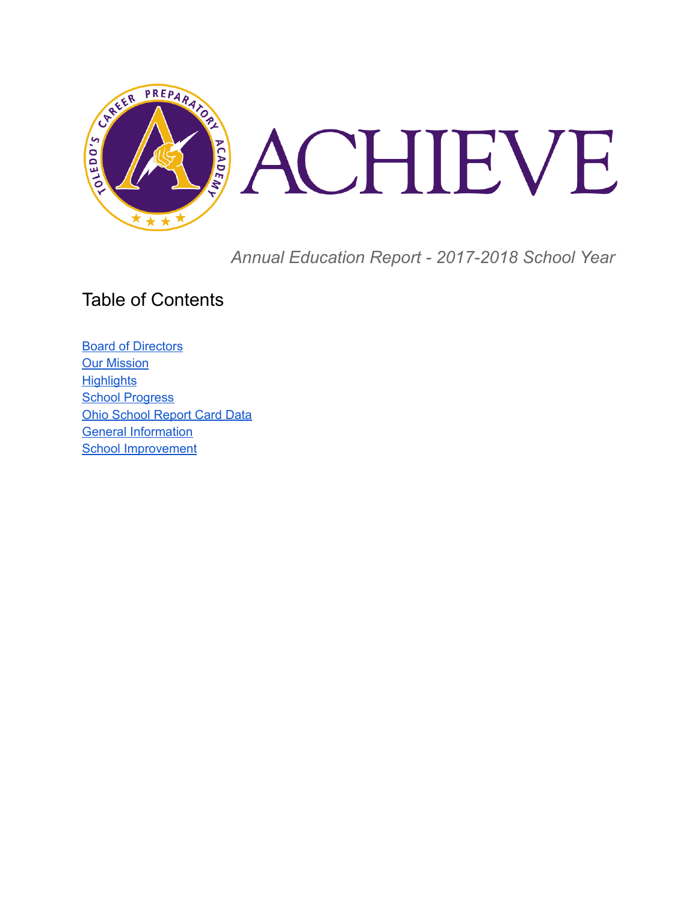# ACHIEVE

*Annual Education Report - 2017-2018 School Year*

## Table of Contents

- [Board of Directors]
- [Our Mission]
- [Highlights]
- [School Progress]
- [Ohio School Report Card Data]
- [General Information]
- [School Improvement]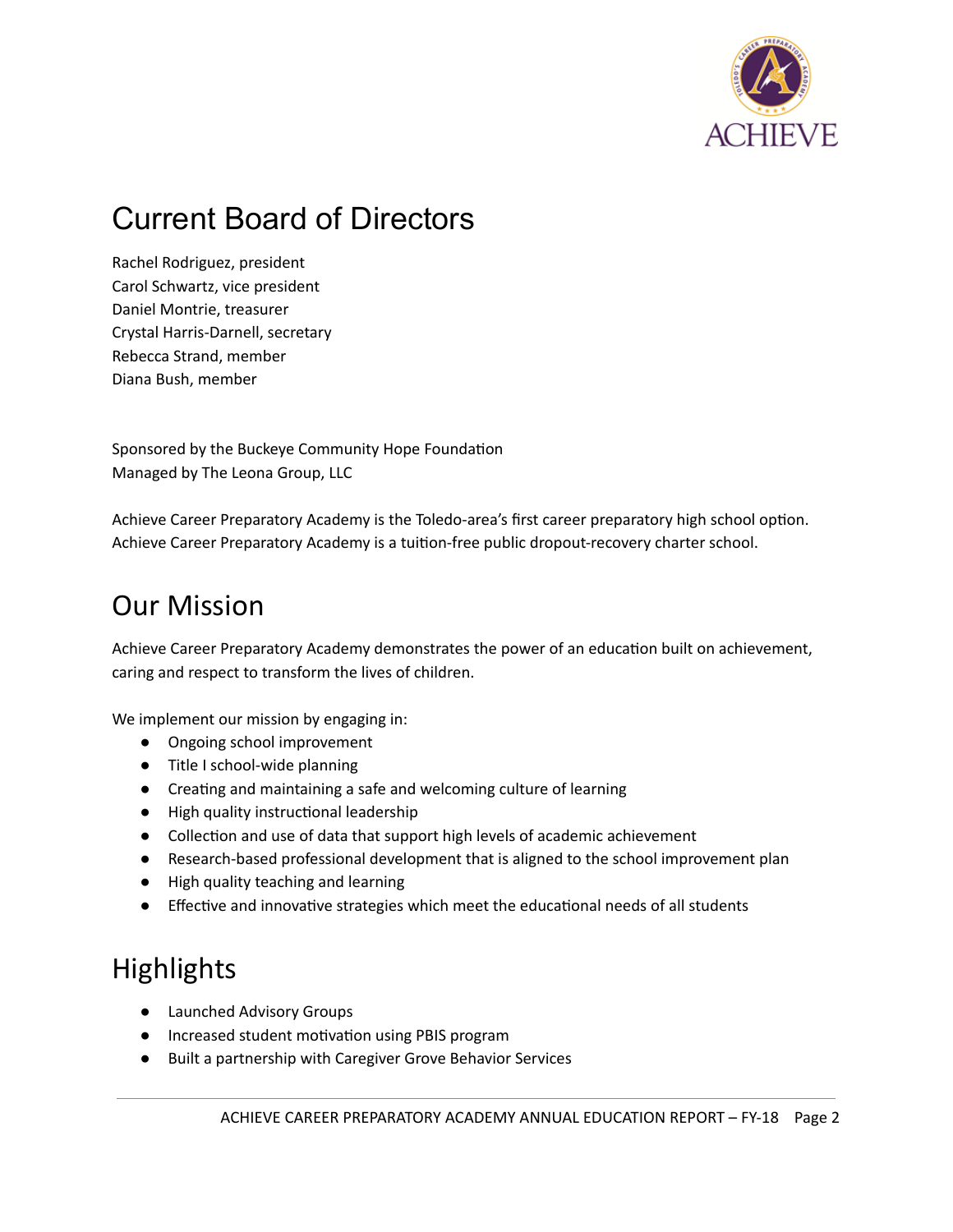# Current Board of Directors

Rachel Rodriguez, president
Carol Schwartz, vice president
Daniel Montrie, treasurer
Crystal Harris-Darnell, secretary
Rebecca Strand, member
Diana Bush, member

Sponsored by the Buckeye Community Hope Foundation
Managed by The Leona Group, LLC

Achieve Career Preparatory Academy is the Toledo-area's first career preparatory high school option. Achieve Career Preparatory Academy is a tuition-free public dropout-recovery charter school.

# Our Mission

Achieve Career Preparatory Academy demonstrates the power of an education built on achievement, caring and respect to transform the lives of children.

We implement our mission by engaging in:

- Ongoing school improvement
- Title I school-wide planning
- Creating and maintaining a safe and welcoming culture of learning
- High quality instructional leadership
- Collection and use of data that support high levels of academic achievement
- Research-based professional development that is aligned to the school improvement plan
- High quality teaching and learning
- Effective and innovative strategies which meet the educational needs of all students

# Highlights

- Launched Advisory Groups
- Increased student motivation using PBIS program
- Built a partnership with Caregiver Grove Behavior Services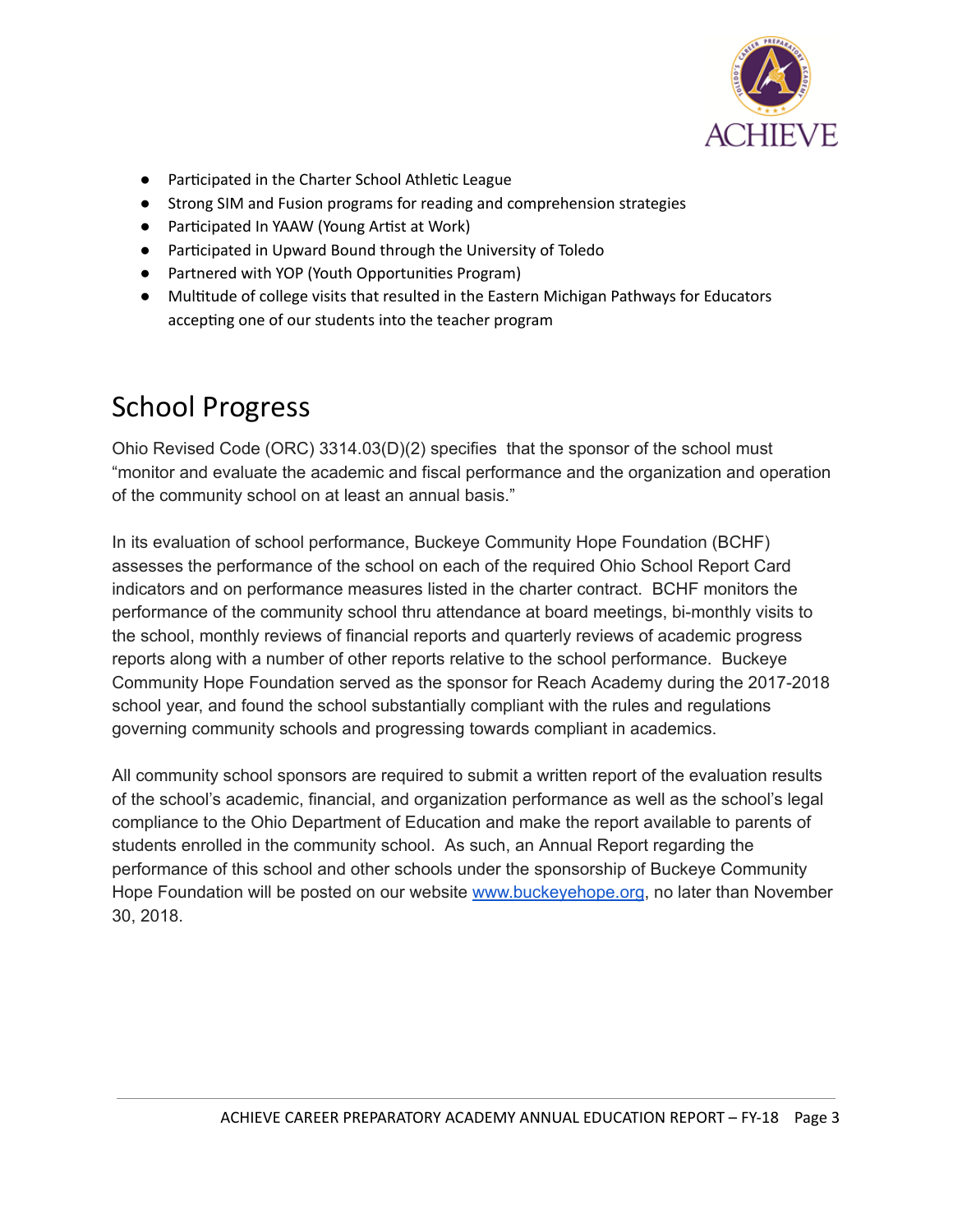- Participated in the Charter School Athletic League
- Strong SIM and Fusion programs for reading and comprehension strategies
- Participated In YAAW (Young Artist at Work)
- Participated in Upward Bound through the University of Toledo
- Partnered with YOP (Youth Opportunities Program)
- Multitude of college visits that resulted in the Eastern Michigan Pathways for Educators accepting one of our students into the teacher program

# School Progress

Ohio Revised Code (ORC) 3314.03(D)(2) specifies that the sponsor of the school must "monitor and evaluate the academic and fiscal performance and the organization and operation of the community school on at least an annual basis."

In its evaluation of school performance, Buckeye Community Hope Foundation (BCHF) assesses the performance of the school on each of the required Ohio School Report Card indicators and on performance measures listed in the charter contract. BCHF monitors the performance of the community school thru attendance at board meetings, bi-monthly visits to the school, monthly reviews of financial reports and quarterly reviews of academic progress reports along with a number of other reports relative to the school performance. Buckeye Community Hope Foundation served as the sponsor for Reach Academy during the 2017-2018 school year, and found the school substantially compliant with the rules and regulations governing community schools and progressing towards compliant in academics.

All community school sponsors are required to submit a written report of the evaluation results of the school's academic, financial, and organization performance as well as the school's legal compliance to the Ohio Department of Education and make the report available to parents of students enrolled in the community school. As such, an Annual Report regarding the performance of this school and other schools under the sponsorship of Buckeye Community Hope Foundation will be posted on our website [www.buckeyehope.org](http://www.buckeyehope.org), no later than November 30, 2018.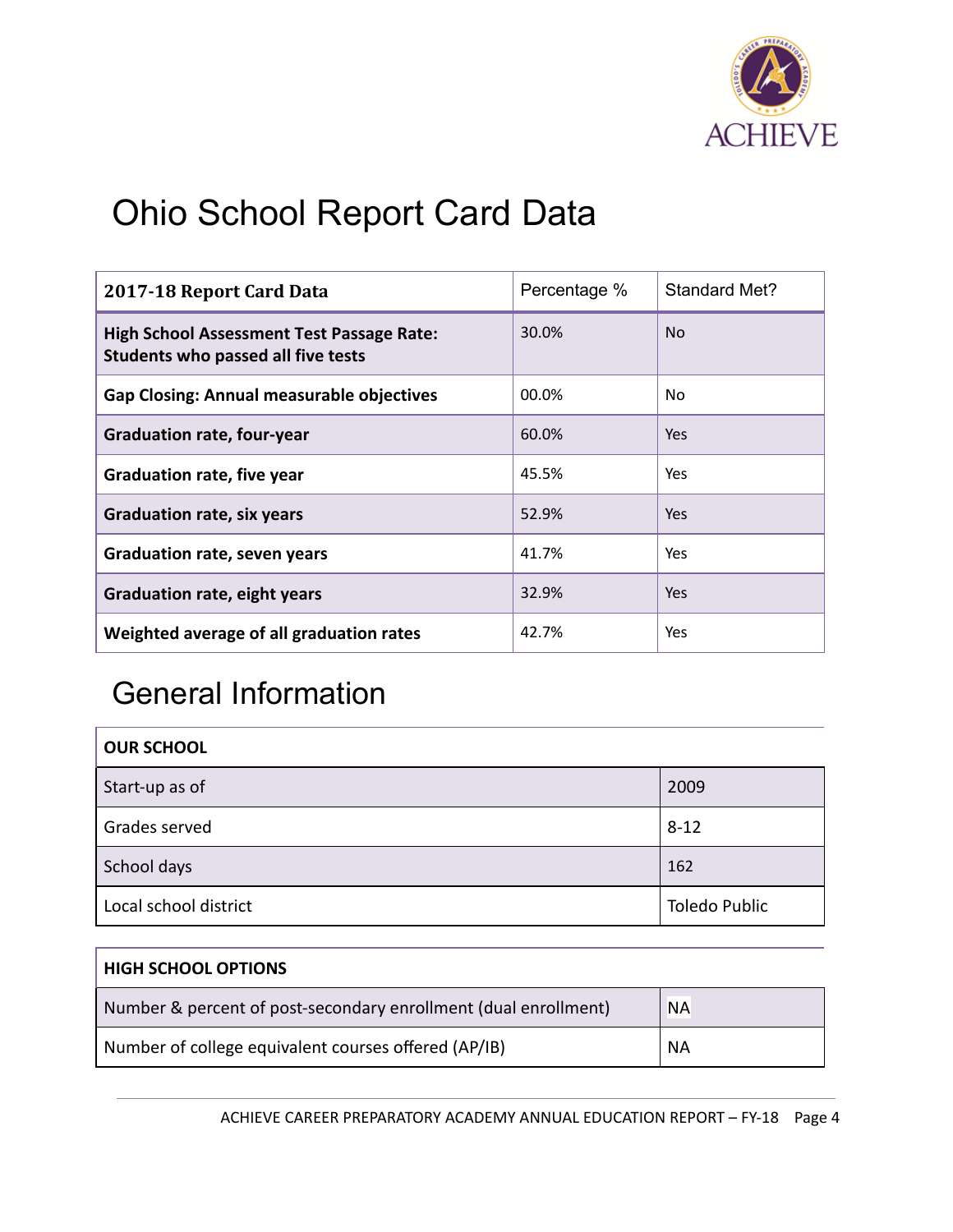# Ohio School Report Card Data

| **2017-18 Report Card Data** | Percentage % | Standard Met? |
|---|---|---|
| **High School Assessment Test Passage Rate: Students who passed all five tests** | 30.0% | No |
| **Gap Closing: Annual measurable objectives** | 00.0% | No |
| **Graduation rate, four-year** | 60.0% | Yes |
| **Graduation rate, five year** | 45.5% | Yes |
| **Graduation rate, six years** | 52.9% | Yes |
| **Graduation rate, seven years** | 41.7% | Yes |
| **Graduation rate, eight years** | 32.9% | Yes |
| **Weighted average of all graduation rates** | 42.7% | Yes |

# General Information

| **OUR SCHOOL** | |
|---|---|
| Start-up as of | 2009 |
| Grades served | 8-12 |
| School days | 162 |
| Local school district | Toledo Public |

| **HIGH SCHOOL OPTIONS** | |
|---|---|
| Number & percent of post-secondary enrollment (dual enrollment) | NA |
| Number of college equivalent courses offered (AP/IB) | NA |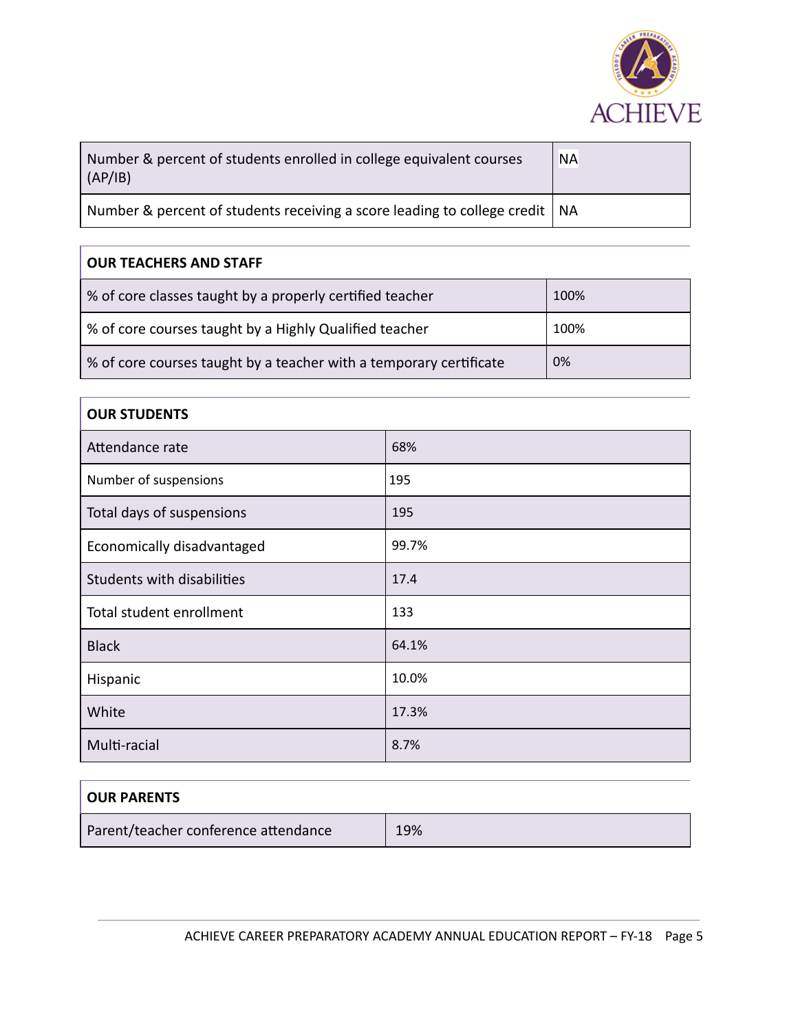| Number & percent of students enrolled in college equivalent courses (AP/IB) | NA |
|---|---|
| Number & percent of students receiving a score leading to college credit | NA |

| OUR TEACHERS AND STAFF | |
|---|---|
| % of core classes taught by a properly certified teacher | 100% |
| % of core courses taught by a Highly Qualified teacher | 100% |
| % of core courses taught by a teacher with a temporary certificate | 0% |

| OUR STUDENTS | |
|---|---|
| Attendance rate | 68% |
| Number of suspensions | 195 |
| Total days of suspensions | 195 |
| Economically disadvantaged | 99.7% |
| Students with disabilities | 17.4 |
| Total student enrollment | 133 |
| Black | 64.1% |
| Hispanic | 10.0% |
| White | 17.3% |
| Multi-racial | 8.7% |

| OUR PARENTS | |
|---|---|
| Parent/teacher conference attendance | 19% |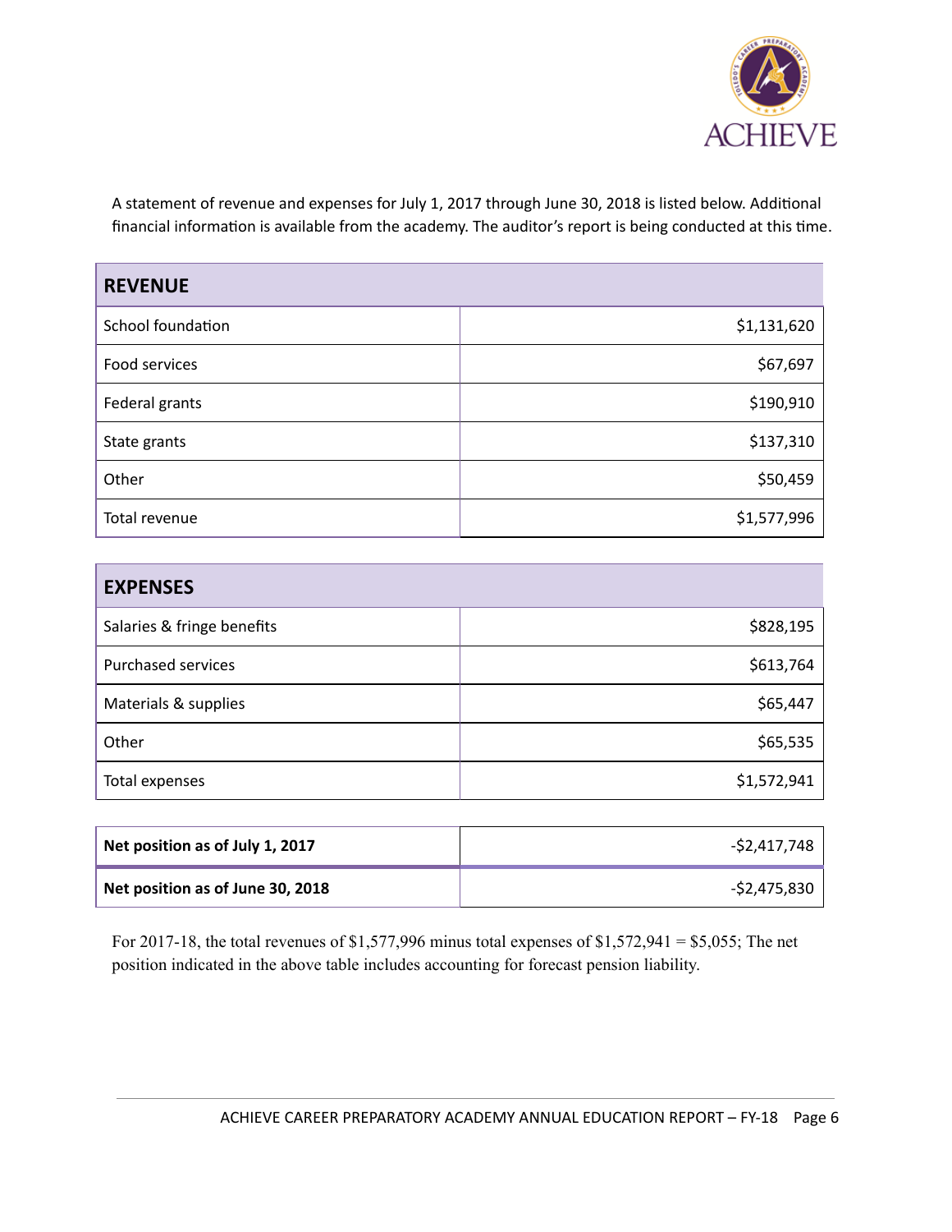A statement of revenue and expenses for July 1, 2017 through June 30, 2018 is listed below. Additional financial information is available from the academy. The auditor's report is being conducted at this time.

| **REVENUE** | |
|---|---|
| School foundation | $1,131,620 |
| Food services | $67,697 |
| Federal grants | $190,910 |
| State grants | $137,310 |
| Other | $50,459 |
| Total revenue | $1,577,996 |

| **EXPENSES** | |
|---|---|
| Salaries & fringe benefits | $828,195 |
| Purchased services | $613,764 |
| Materials & supplies | $65,447 |
| Other | $65,535 |
| Total expenses | $1,572,941 |

| | |
|---|---|
| **Net position as of July 1, 2017** | -$2,417,748 |
| **Net position as of June 30, 2018** | -$2,475,830 |

For 2017-18, the total revenues of $1,577,996 minus total expenses of $1,572,941 = $5,055; The net position indicated in the above table includes accounting for forecast pension liability.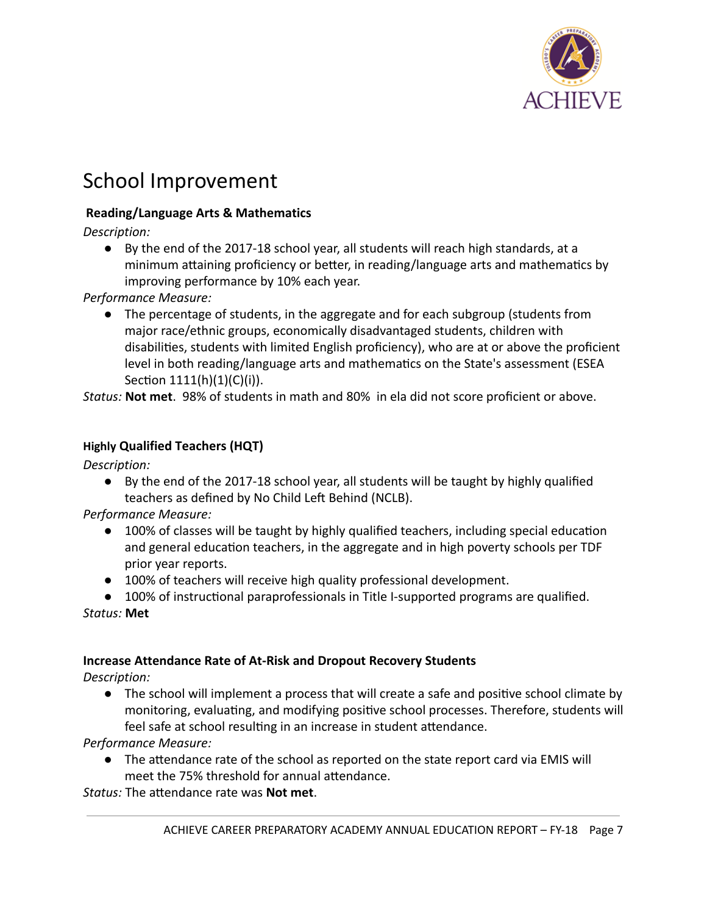# School Improvement

**Reading/Language Arts & Mathematics**

*Description:*

- By the end of the 2017-18 school year, all students will reach high standards, at a minimum attaining proficiency or better, in reading/language arts and mathematics by improving performance by 10% each year.

*Performance Measure:*

- The percentage of students, in the aggregate and for each subgroup (students from major race/ethnic groups, economically disadvantaged students, children with disabilities, students with limited English proficiency), who are at or above the proficient level in both reading/language arts and mathematics on the State's assessment (ESEA Section 1111(h)(1)(C)(i)).

*Status:* **Not met**. 98% of students in math and 80% in ela did not score proficient or above.

**Highly Qualified Teachers (HQT)**

*Description:*

- By the end of the 2017-18 school year, all students will be taught by highly qualified teachers as defined by No Child Left Behind (NCLB).

*Performance Measure:*

- 100% of classes will be taught by highly qualified teachers, including special education and general education teachers, in the aggregate and in high poverty schools per TDF prior year reports.
- 100% of teachers will receive high quality professional development.
- 100% of instructional paraprofessionals in Title I-supported programs are qualified.

*Status:* **Met**

**Increase Attendance Rate of At-Risk and Dropout Recovery Students**

*Description:*

- The school will implement a process that will create a safe and positive school climate by monitoring, evaluating, and modifying positive school processes. Therefore, students will feel safe at school resulting in an increase in student attendance.

*Performance Measure:*

- The attendance rate of the school as reported on the state report card via EMIS will meet the 75% threshold for annual attendance.

*Status:* The attendance rate was **Not met**.